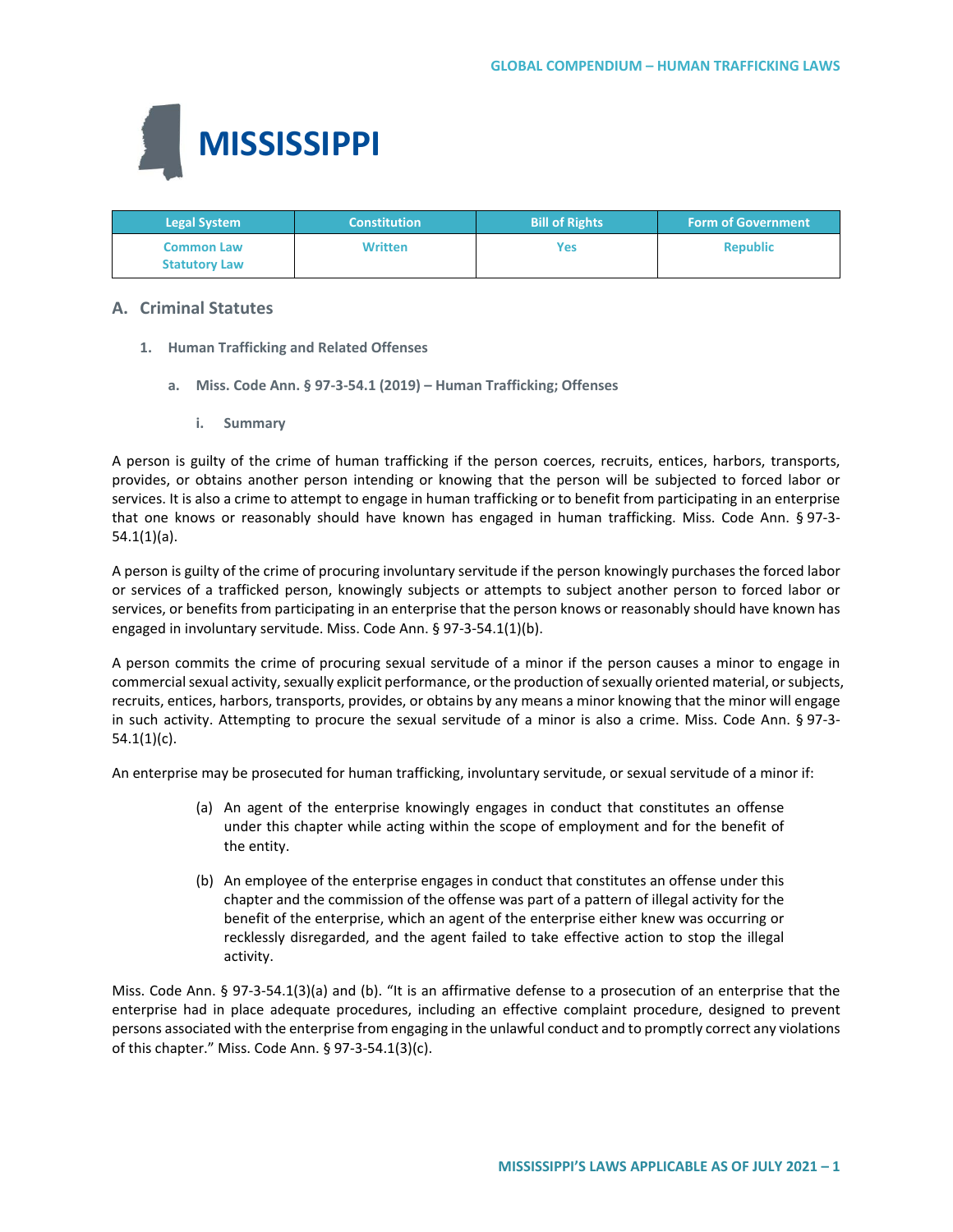# MISSISSIPPI

| Legal System | Constitution | Bill of Rights | Form of Government |
|---|---|---|---|
| Common Law<br>Statutory Law | Written | Yes | Republic |

## A. Criminal Statutes

### 1. Human Trafficking and Related Offenses

#### a. Miss. Code Ann. § 97-3-54.1 (2019) – Human Trafficking; Offenses

##### i. Summary

A person is guilty of the crime of human trafficking if the person coerces, recruits, entices, harbors, transports, provides, or obtains another person intending or knowing that the person will be subjected to forced labor or services. It is also a crime to attempt to engage in human trafficking or to benefit from participating in an enterprise that one knows or reasonably should have known has engaged in human trafficking. Miss. Code Ann. § 97-3-54.1(1)(a).

A person is guilty of the crime of procuring involuntary servitude if the person knowingly purchases the forced labor or services of a trafficked person, knowingly subjects or attempts to subject another person to forced labor or services, or benefits from participating in an enterprise that the person knows or reasonably should have known has engaged in involuntary servitude. Miss. Code Ann. § 97-3-54.1(1)(b).

A person commits the crime of procuring sexual servitude of a minor if the person causes a minor to engage in commercial sexual activity, sexually explicit performance, or the production of sexually oriented material, or subjects, recruits, entices, harbors, transports, provides, or obtains by any means a minor knowing that the minor will engage in such activity. Attempting to procure the sexual servitude of a minor is also a crime. Miss. Code Ann. § 97-3-54.1(1)(c).

An enterprise may be prosecuted for human trafficking, involuntary servitude, or sexual servitude of a minor if:

> (a) An agent of the enterprise knowingly engages in conduct that constitutes an offense under this chapter while acting within the scope of employment and for the benefit of the entity.
>
> (b) An employee of the enterprise engages in conduct that constitutes an offense under this chapter and the commission of the offense was part of a pattern of illegal activity for the benefit of the enterprise, which an agent of the enterprise either knew was occurring or recklessly disregarded, and the agent failed to take effective action to stop the illegal activity.

Miss. Code Ann. § 97-3-54.1(3)(a) and (b). "It is an affirmative defense to a prosecution of an enterprise that the enterprise had in place adequate procedures, including an effective complaint procedure, designed to prevent persons associated with the enterprise from engaging in the unlawful conduct and to promptly correct any violations of this chapter." Miss. Code Ann. § 97-3-54.1(3)(c).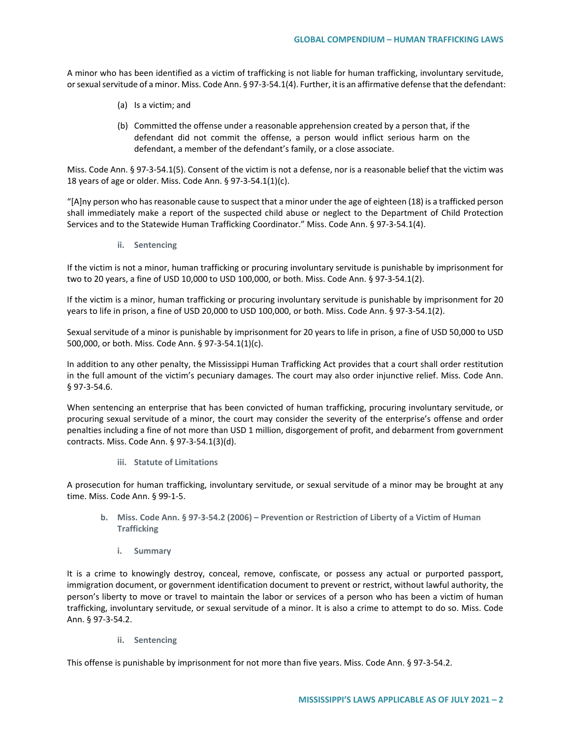A minor who has been identified as a victim of trafficking is not liable for human trafficking, involuntary servitude, or sexual servitude of a minor. Miss. Code Ann. § 97-3-54.1(4). Further, it is an affirmative defense that the defendant:

(a) Is a victim; and

(b) Committed the offense under a reasonable apprehension created by a person that, if the defendant did not commit the offense, a person would inflict serious harm on the defendant, a member of the defendant's family, or a close associate.

Miss. Code Ann. § 97-3-54.1(5). Consent of the victim is not a defense, nor is a reasonable belief that the victim was 18 years of age or older. Miss. Code Ann. § 97-3-54.1(1)(c).

"[A]ny person who has reasonable cause to suspect that a minor under the age of eighteen (18) is a trafficked person shall immediately make a report of the suspected child abuse or neglect to the Department of Child Protection Services and to the Statewide Human Trafficking Coordinator." Miss. Code Ann. § 97-3-54.1(4).

#### ii. Sentencing

If the victim is not a minor, human trafficking or procuring involuntary servitude is punishable by imprisonment for two to 20 years, a fine of USD 10,000 to USD 100,000, or both. Miss. Code Ann. § 97-3-54.1(2).

If the victim is a minor, human trafficking or procuring involuntary servitude is punishable by imprisonment for 20 years to life in prison, a fine of USD 20,000 to USD 100,000, or both. Miss. Code Ann. § 97-3-54.1(2).

Sexual servitude of a minor is punishable by imprisonment for 20 years to life in prison, a fine of USD 50,000 to USD 500,000, or both. Miss. Code Ann. § 97-3-54.1(1)(c).

In addition to any other penalty, the Mississippi Human Trafficking Act provides that a court shall order restitution in the full amount of the victim's pecuniary damages. The court may also order injunctive relief. Miss. Code Ann. § 97-3-54.6.

When sentencing an enterprise that has been convicted of human trafficking, procuring involuntary servitude, or procuring sexual servitude of a minor, the court may consider the severity of the enterprise's offense and order penalties including a fine of not more than USD 1 million, disgorgement of profit, and debarment from government contracts. Miss. Code Ann. § 97-3-54.1(3)(d).

#### iii. Statute of Limitations

A prosecution for human trafficking, involuntary servitude, or sexual servitude of a minor may be brought at any time. Miss. Code Ann. § 99-1-5.

### b. Miss. Code Ann. § 97-3-54.2 (2006) – Prevention or Restriction of Liberty of a Victim of Human Trafficking

#### i. Summary

It is a crime to knowingly destroy, conceal, remove, confiscate, or possess any actual or purported passport, immigration document, or government identification document to prevent or restrict, without lawful authority, the person's liberty to move or travel to maintain the labor or services of a person who has been a victim of human trafficking, involuntary servitude, or sexual servitude of a minor. It is also a crime to attempt to do so. Miss. Code Ann. § 97-3-54.2.

#### ii. Sentencing

This offense is punishable by imprisonment for not more than five years. Miss. Code Ann. § 97-3-54.2.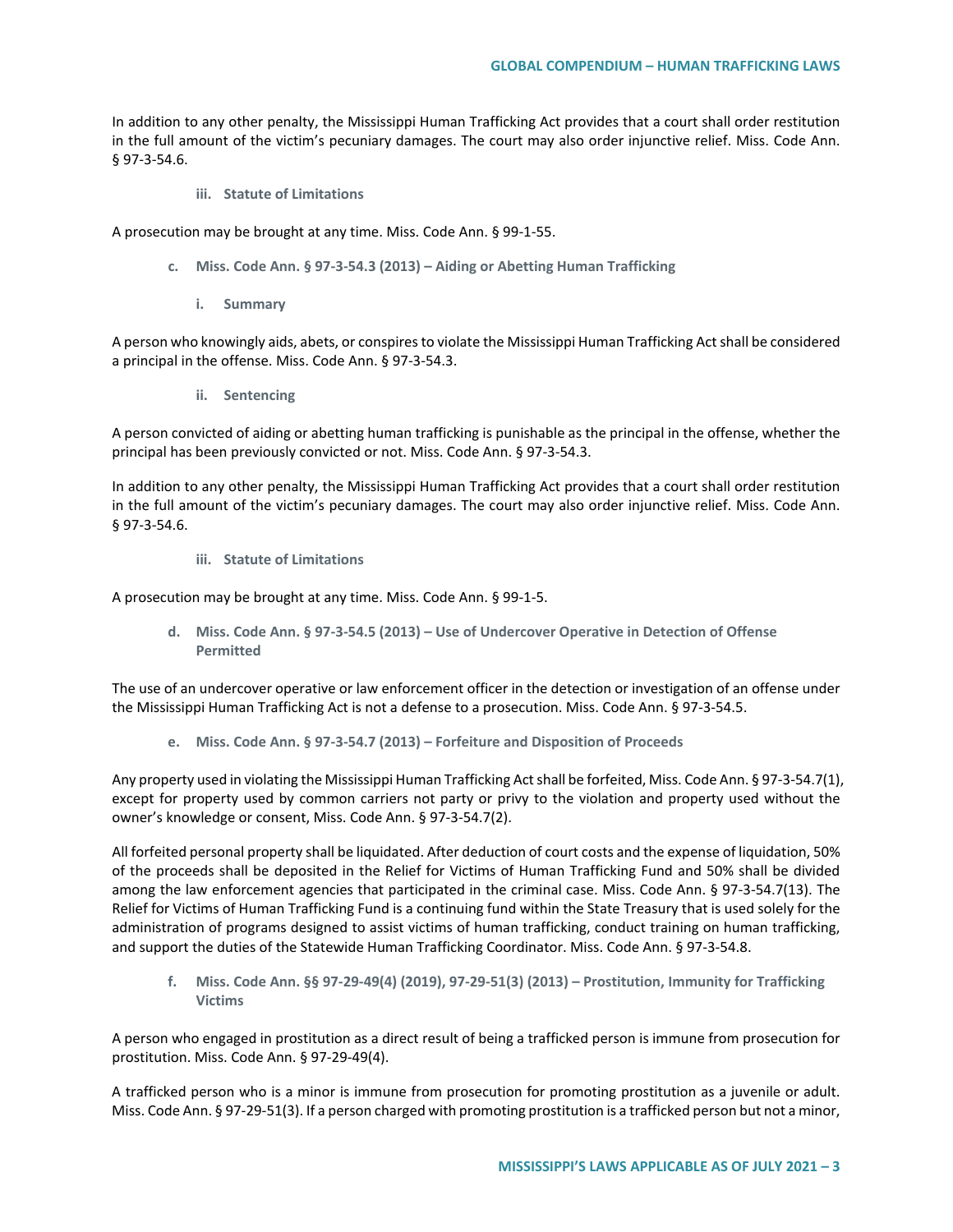In addition to any other penalty, the Mississippi Human Trafficking Act provides that a court shall order restitution in the full amount of the victim's pecuniary damages. The court may also order injunctive relief. Miss. Code Ann. § 97-3-54.6.

#### iii. Statute of Limitations

A prosecution may be brought at any time. Miss. Code Ann. § 99-1-55.

### c. Miss. Code Ann. § 97-3-54.3 (2013) – Aiding or Abetting Human Trafficking

#### i. Summary

A person who knowingly aids, abets, or conspires to violate the Mississippi Human Trafficking Act shall be considered a principal in the offense. Miss. Code Ann. § 97-3-54.3.

#### ii. Sentencing

A person convicted of aiding or abetting human trafficking is punishable as the principal in the offense, whether the principal has been previously convicted or not. Miss. Code Ann. § 97-3-54.3.

In addition to any other penalty, the Mississippi Human Trafficking Act provides that a court shall order restitution in the full amount of the victim's pecuniary damages. The court may also order injunctive relief. Miss. Code Ann. § 97-3-54.6.

#### iii. Statute of Limitations

A prosecution may be brought at any time. Miss. Code Ann. § 99-1-5.

### d. Miss. Code Ann. § 97-3-54.5 (2013) – Use of Undercover Operative in Detection of Offense Permitted

The use of an undercover operative or law enforcement officer in the detection or investigation of an offense under the Mississippi Human Trafficking Act is not a defense to a prosecution. Miss. Code Ann. § 97-3-54.5.

### e. Miss. Code Ann. § 97-3-54.7 (2013) – Forfeiture and Disposition of Proceeds

Any property used in violating the Mississippi Human Trafficking Act shall be forfeited, Miss. Code Ann. § 97-3-54.7(1), except for property used by common carriers not party or privy to the violation and property used without the owner's knowledge or consent, Miss. Code Ann. § 97-3-54.7(2).

All forfeited personal property shall be liquidated. After deduction of court costs and the expense of liquidation, 50% of the proceeds shall be deposited in the Relief for Victims of Human Trafficking Fund and 50% shall be divided among the law enforcement agencies that participated in the criminal case. Miss. Code Ann. § 97-3-54.7(13). The Relief for Victims of Human Trafficking Fund is a continuing fund within the State Treasury that is used solely for the administration of programs designed to assist victims of human trafficking, conduct training on human trafficking, and support the duties of the Statewide Human Trafficking Coordinator. Miss. Code Ann. § 97-3-54.8.

### f. Miss. Code Ann. §§ 97-29-49(4) (2019), 97-29-51(3) (2013) – Prostitution, Immunity for Trafficking Victims

A person who engaged in prostitution as a direct result of being a trafficked person is immune from prosecution for prostitution. Miss. Code Ann. § 97-29-49(4).

A trafficked person who is a minor is immune from prosecution for promoting prostitution as a juvenile or adult. Miss. Code Ann. § 97-29-51(3). If a person charged with promoting prostitution is a trafficked person but not a minor,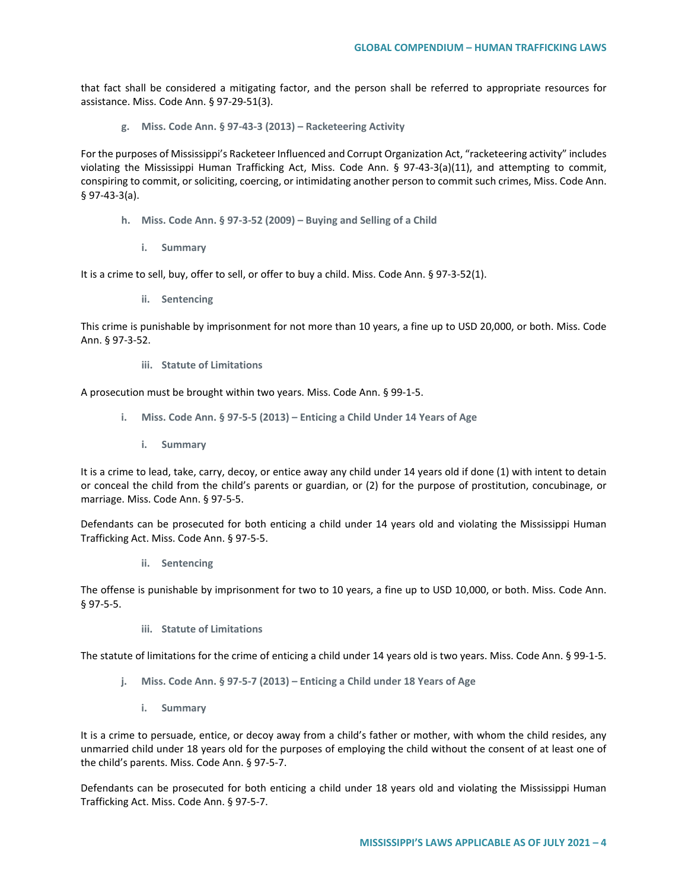that fact shall be considered a mitigating factor, and the person shall be referred to appropriate resources for assistance. Miss. Code Ann. § 97-29-51(3).

#### g. Miss. Code Ann. § 97-43-3 (2013) – Racketeering Activity

For the purposes of Mississippi's Racketeer Influenced and Corrupt Organization Act, "racketeering activity" includes violating the Mississippi Human Trafficking Act, Miss. Code Ann. § 97-43-3(a)(11), and attempting to commit, conspiring to commit, or soliciting, coercing, or intimidating another person to commit such crimes, Miss. Code Ann. § 97-43-3(a).

#### h. Miss. Code Ann. § 97-3-52 (2009) – Buying and Selling of a Child

##### i. Summary

It is a crime to sell, buy, offer to sell, or offer to buy a child. Miss. Code Ann. § 97-3-52(1).

##### ii. Sentencing

This crime is punishable by imprisonment for not more than 10 years, a fine up to USD 20,000, or both. Miss. Code Ann. § 97-3-52.

##### iii. Statute of Limitations

A prosecution must be brought within two years. Miss. Code Ann. § 99-1-5.

#### i. Miss. Code Ann. § 97-5-5 (2013) – Enticing a Child Under 14 Years of Age

##### i. Summary

It is a crime to lead, take, carry, decoy, or entice away any child under 14 years old if done (1) with intent to detain or conceal the child from the child's parents or guardian, or (2) for the purpose of prostitution, concubinage, or marriage. Miss. Code Ann. § 97-5-5.

Defendants can be prosecuted for both enticing a child under 14 years old and violating the Mississippi Human Trafficking Act. Miss. Code Ann. § 97-5-5.

##### ii. Sentencing

The offense is punishable by imprisonment for two to 10 years, a fine up to USD 10,000, or both. Miss. Code Ann. § 97-5-5.

##### iii. Statute of Limitations

The statute of limitations for the crime of enticing a child under 14 years old is two years. Miss. Code Ann. § 99-1-5.

#### j. Miss. Code Ann. § 97-5-7 (2013) – Enticing a Child under 18 Years of Age

##### i. Summary

It is a crime to persuade, entice, or decoy away from a child's father or mother, with whom the child resides, any unmarried child under 18 years old for the purposes of employing the child without the consent of at least one of the child's parents. Miss. Code Ann. § 97-5-7.

Defendants can be prosecuted for both enticing a child under 18 years old and violating the Mississippi Human Trafficking Act. Miss. Code Ann. § 97-5-7.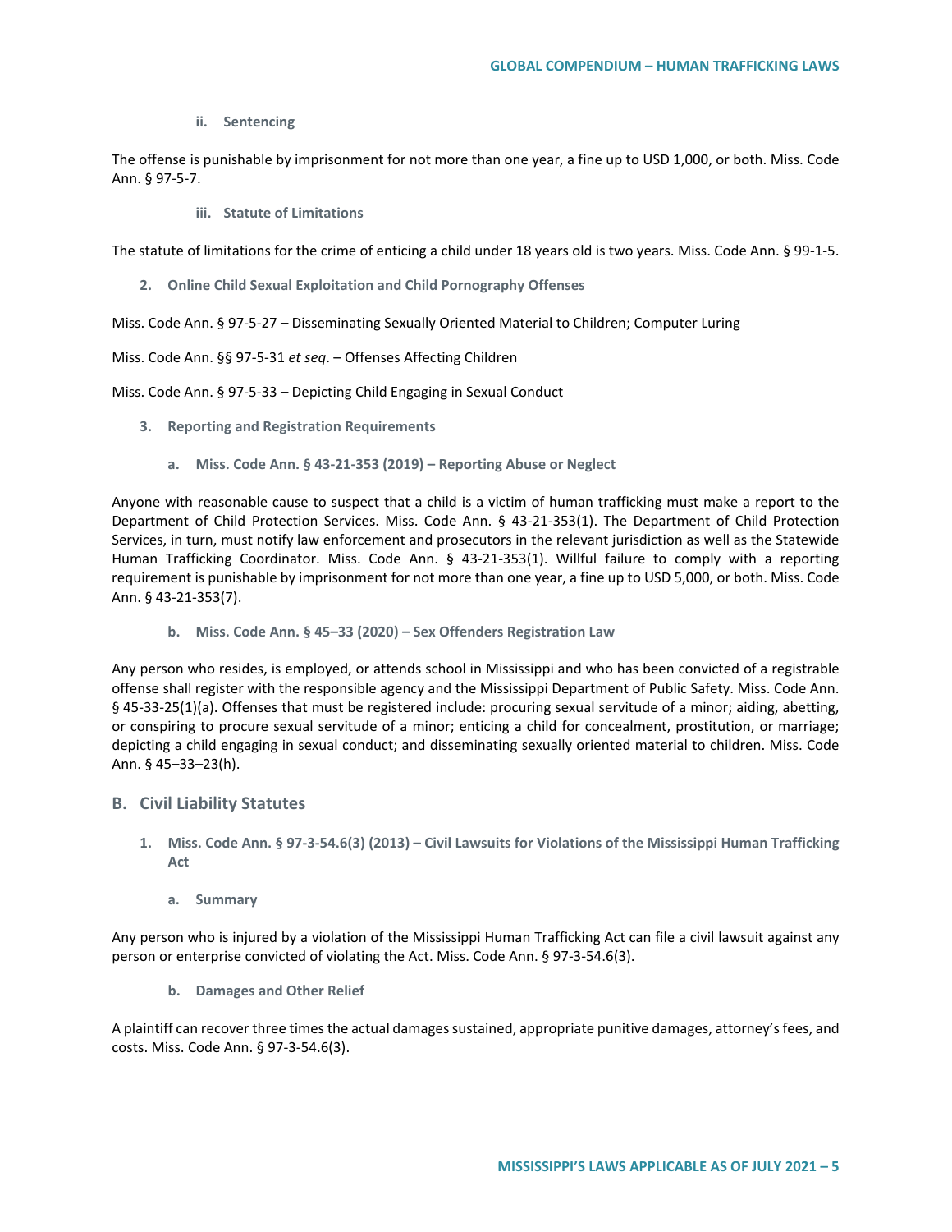#### ii. Sentencing

The offense is punishable by imprisonment for not more than one year, a fine up to USD 1,000, or both. Miss. Code Ann. § 97-5-7.

#### iii. Statute of Limitations

The statute of limitations for the crime of enticing a child under 18 years old is two years. Miss. Code Ann. § 99-1-5.

### 2. Online Child Sexual Exploitation and Child Pornography Offenses

Miss. Code Ann. § 97-5-27 – Disseminating Sexually Oriented Material to Children; Computer Luring

Miss. Code Ann. §§ 97-5-31 *et seq*. – Offenses Affecting Children

Miss. Code Ann. § 97-5-33 – Depicting Child Engaging in Sexual Conduct

### 3. Reporting and Registration Requirements

#### a. Miss. Code Ann. § 43-21-353 (2019) – Reporting Abuse or Neglect

Anyone with reasonable cause to suspect that a child is a victim of human trafficking must make a report to the Department of Child Protection Services. Miss. Code Ann. § 43-21-353(1). The Department of Child Protection Services, in turn, must notify law enforcement and prosecutors in the relevant jurisdiction as well as the Statewide Human Trafficking Coordinator. Miss. Code Ann. § 43-21-353(1). Willful failure to comply with a reporting requirement is punishable by imprisonment for not more than one year, a fine up to USD 5,000, or both. Miss. Code Ann. § 43-21-353(7).

#### b. Miss. Code Ann. § 45–33 (2020) – Sex Offenders Registration Law

Any person who resides, is employed, or attends school in Mississippi and who has been convicted of a registrable offense shall register with the responsible agency and the Mississippi Department of Public Safety. Miss. Code Ann. § 45-33-25(1)(a). Offenses that must be registered include: procuring sexual servitude of a minor; aiding, abetting, or conspiring to procure sexual servitude of a minor; enticing a child for concealment, prostitution, or marriage; depicting a child engaging in sexual conduct; and disseminating sexually oriented material to children. Miss. Code Ann. § 45–33–23(h).

## B. Civil Liability Statutes

### 1. Miss. Code Ann. § 97-3-54.6(3) (2013) – Civil Lawsuits for Violations of the Mississippi Human Trafficking Act

#### a. Summary

Any person who is injured by a violation of the Mississippi Human Trafficking Act can file a civil lawsuit against any person or enterprise convicted of violating the Act. Miss. Code Ann. § 97-3-54.6(3).

#### b. Damages and Other Relief

A plaintiff can recover three times the actual damages sustained, appropriate punitive damages, attorney's fees, and costs. Miss. Code Ann. § 97-3-54.6(3).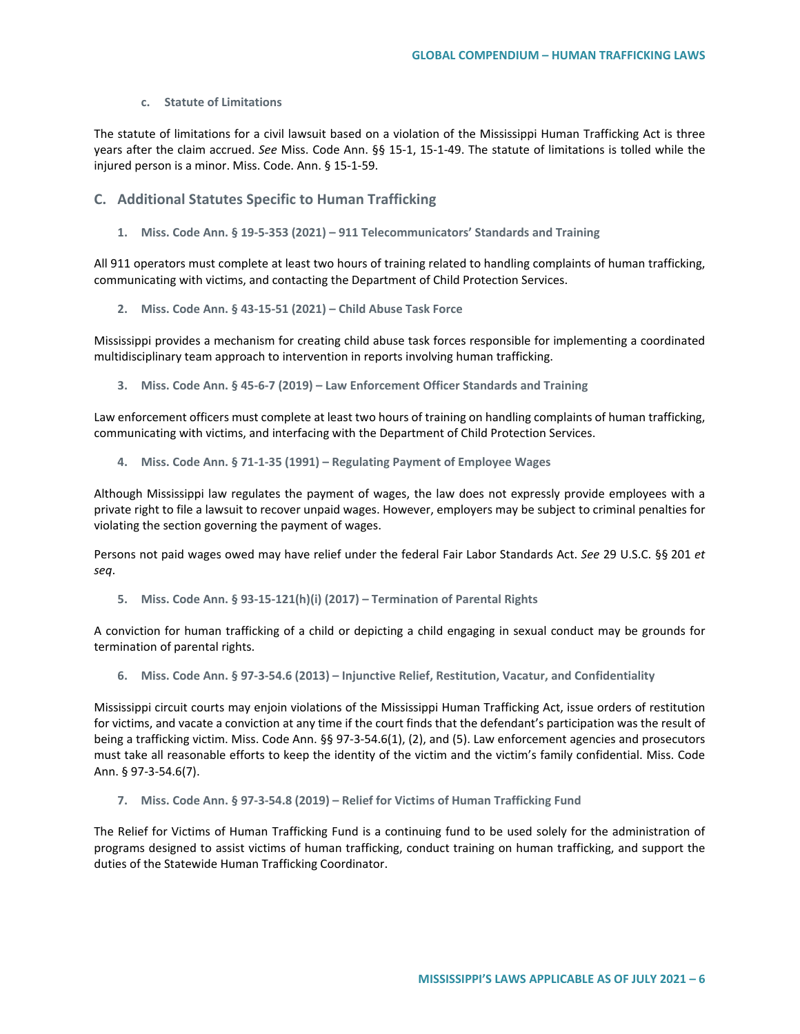#### c. Statute of Limitations

The statute of limitations for a civil lawsuit based on a violation of the Mississippi Human Trafficking Act is three years after the claim accrued. *See* Miss. Code Ann. §§ 15-1, 15-1-49. The statute of limitations is tolled while the injured person is a minor. Miss. Code. Ann. § 15-1-59.

## C. Additional Statutes Specific to Human Trafficking

### 1. Miss. Code Ann. § 19-5-353 (2021) – 911 Telecommunicators' Standards and Training

All 911 operators must complete at least two hours of training related to handling complaints of human trafficking, communicating with victims, and contacting the Department of Child Protection Services.

### 2. Miss. Code Ann. § 43-15-51 (2021) – Child Abuse Task Force

Mississippi provides a mechanism for creating child abuse task forces responsible for implementing a coordinated multidisciplinary team approach to intervention in reports involving human trafficking.

### 3. Miss. Code Ann. § 45-6-7 (2019) – Law Enforcement Officer Standards and Training

Law enforcement officers must complete at least two hours of training on handling complaints of human trafficking, communicating with victims, and interfacing with the Department of Child Protection Services.

### 4. Miss. Code Ann. § 71-1-35 (1991) – Regulating Payment of Employee Wages

Although Mississippi law regulates the payment of wages, the law does not expressly provide employees with a private right to file a lawsuit to recover unpaid wages. However, employers may be subject to criminal penalties for violating the section governing the payment of wages.

Persons not paid wages owed may have relief under the federal Fair Labor Standards Act. *See* 29 U.S.C. §§ 201 *et seq*.

### 5. Miss. Code Ann. § 93-15-121(h)(i) (2017) – Termination of Parental Rights

A conviction for human trafficking of a child or depicting a child engaging in sexual conduct may be grounds for termination of parental rights.

### 6. Miss. Code Ann. § 97-3-54.6 (2013) – Injunctive Relief, Restitution, Vacatur, and Confidentiality

Mississippi circuit courts may enjoin violations of the Mississippi Human Trafficking Act, issue orders of restitution for victims, and vacate a conviction at any time if the court finds that the defendant's participation was the result of being a trafficking victim. Miss. Code Ann. §§ 97-3-54.6(1), (2), and (5). Law enforcement agencies and prosecutors must take all reasonable efforts to keep the identity of the victim and the victim's family confidential. Miss. Code Ann. § 97-3-54.6(7).

### 7. Miss. Code Ann. § 97-3-54.8 (2019) – Relief for Victims of Human Trafficking Fund

The Relief for Victims of Human Trafficking Fund is a continuing fund to be used solely for the administration of programs designed to assist victims of human trafficking, conduct training on human trafficking, and support the duties of the Statewide Human Trafficking Coordinator.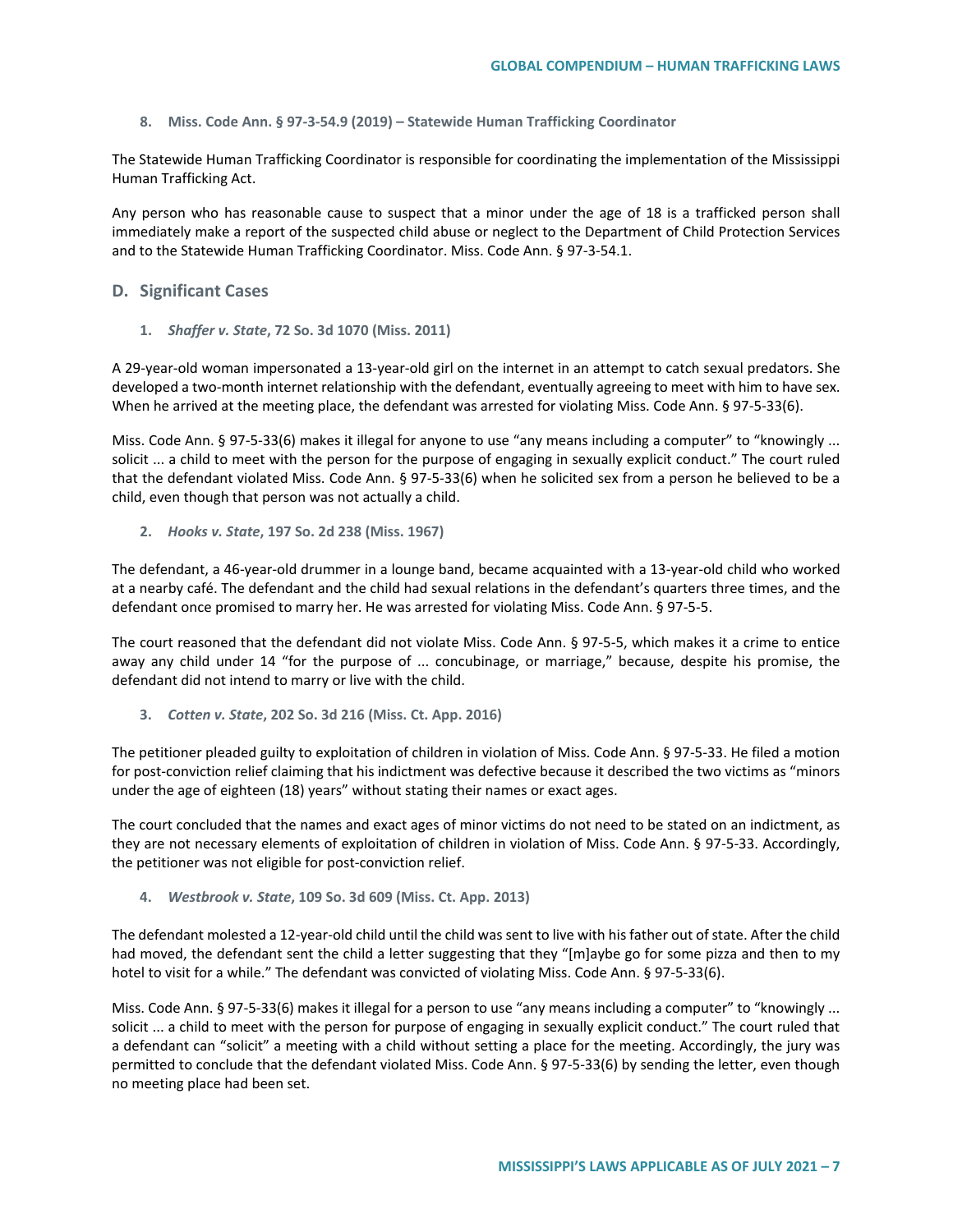### 8. Miss. Code Ann. § 97-3-54.9 (2019) – Statewide Human Trafficking Coordinator

The Statewide Human Trafficking Coordinator is responsible for coordinating the implementation of the Mississippi Human Trafficking Act.

Any person who has reasonable cause to suspect that a minor under the age of 18 is a trafficked person shall immediately make a report of the suspected child abuse or neglect to the Department of Child Protection Services and to the Statewide Human Trafficking Coordinator. Miss. Code Ann. § 97-3-54.1.

## D. Significant Cases

### 1. *Shaffer v. State*, 72 So. 3d 1070 (Miss. 2011)

A 29-year-old woman impersonated a 13-year-old girl on the internet in an attempt to catch sexual predators. She developed a two-month internet relationship with the defendant, eventually agreeing to meet with him to have sex. When he arrived at the meeting place, the defendant was arrested for violating Miss. Code Ann. § 97-5-33(6).

Miss. Code Ann. § 97-5-33(6) makes it illegal for anyone to use "any means including a computer" to "knowingly ... solicit ... a child to meet with the person for the purpose of engaging in sexually explicit conduct." The court ruled that the defendant violated Miss. Code Ann. § 97-5-33(6) when he solicited sex from a person he believed to be a child, even though that person was not actually a child.

### 2. *Hooks v. State*, 197 So. 2d 238 (Miss. 1967)

The defendant, a 46-year-old drummer in a lounge band, became acquainted with a 13-year-old child who worked at a nearby café. The defendant and the child had sexual relations in the defendant's quarters three times, and the defendant once promised to marry her. He was arrested for violating Miss. Code Ann. § 97-5-5.

The court reasoned that the defendant did not violate Miss. Code Ann. § 97-5-5, which makes it a crime to entice away any child under 14 "for the purpose of ... concubinage, or marriage," because, despite his promise, the defendant did not intend to marry or live with the child.

### 3. *Cotten v. State*, 202 So. 3d 216 (Miss. Ct. App. 2016)

The petitioner pleaded guilty to exploitation of children in violation of Miss. Code Ann. § 97-5-33. He filed a motion for post-conviction relief claiming that his indictment was defective because it described the two victims as "minors under the age of eighteen (18) years" without stating their names or exact ages.

The court concluded that the names and exact ages of minor victims do not need to be stated on an indictment, as they are not necessary elements of exploitation of children in violation of Miss. Code Ann. § 97-5-33. Accordingly, the petitioner was not eligible for post-conviction relief.

### 4. *Westbrook v. State*, 109 So. 3d 609 (Miss. Ct. App. 2013)

The defendant molested a 12-year-old child until the child was sent to live with his father out of state. After the child had moved, the defendant sent the child a letter suggesting that they "[m]aybe go for some pizza and then to my hotel to visit for a while." The defendant was convicted of violating Miss. Code Ann. § 97-5-33(6).

Miss. Code Ann. § 97-5-33(6) makes it illegal for a person to use "any means including a computer" to "knowingly ... solicit ... a child to meet with the person for purpose of engaging in sexually explicit conduct." The court ruled that a defendant can "solicit" a meeting with a child without setting a place for the meeting. Accordingly, the jury was permitted to conclude that the defendant violated Miss. Code Ann. § 97-5-33(6) by sending the letter, even though no meeting place had been set.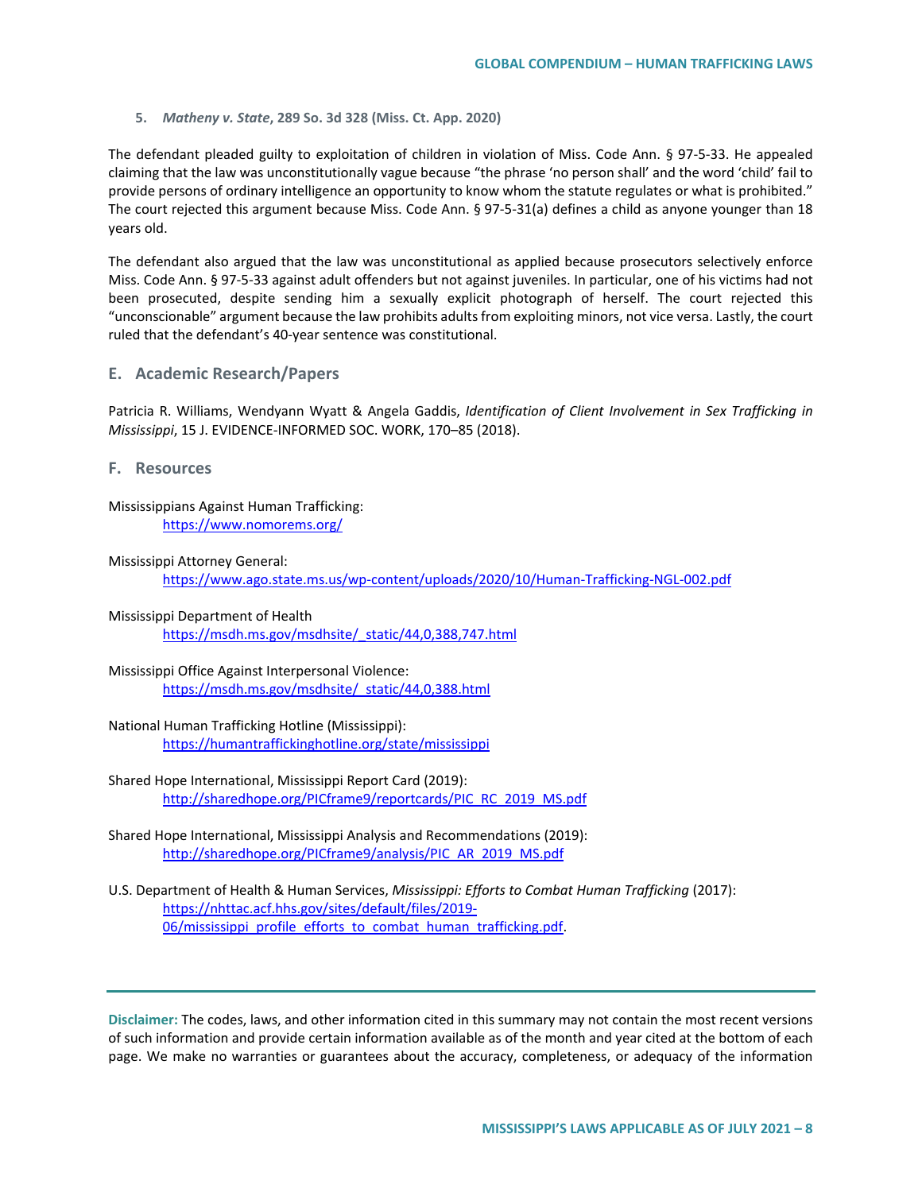5. ***Matheny v. State*, 289 So. 3d 328 (Miss. Ct. App. 2020)**

The defendant pleaded guilty to exploitation of children in violation of Miss. Code Ann. § 97-5-33. He appealed claiming that the law was unconstitutionally vague because "the phrase 'no person shall' and the word 'child' fail to provide persons of ordinary intelligence an opportunity to know whom the statute regulates or what is prohibited." The court rejected this argument because Miss. Code Ann. § 97-5-31(a) defines a child as anyone younger than 18 years old.

The defendant also argued that the law was unconstitutional as applied because prosecutors selectively enforce Miss. Code Ann. § 97-5-33 against adult offenders but not against juveniles. In particular, one of his victims had not been prosecuted, despite sending him a sexually explicit photograph of herself. The court rejected this "unconscionable" argument because the law prohibits adults from exploiting minors, not vice versa. Lastly, the court ruled that the defendant's 40-year sentence was constitutional.

## E. Academic Research/Papers

Patricia R. Williams, Wendyann Wyatt & Angela Gaddis, *Identification of Client Involvement in Sex Trafficking in Mississippi*, 15 J. EVIDENCE-INFORMED SOC. WORK, 170–85 (2018).

## F. Resources

Mississippians Against Human Trafficking:
https://www.nomorems.org/

Mississippi Attorney General:
https://www.ago.state.ms.us/wp-content/uploads/2020/10/Human-Trafficking-NGL-002.pdf

Mississippi Department of Health
https://msdh.ms.gov/msdhsite/_static/44,0,388,747.html

Mississippi Office Against Interpersonal Violence:
https://msdh.ms.gov/msdhsite/_static/44,0,388.html

National Human Trafficking Hotline (Mississippi):
https://humantraffickinghotline.org/state/mississippi

Shared Hope International, Mississippi Report Card (2019):
http://sharedhope.org/PICframe9/reportcards/PIC_RC_2019_MS.pdf

Shared Hope International, Mississippi Analysis and Recommendations (2019):
http://sharedhope.org/PICframe9/analysis/PIC_AR_2019_MS.pdf

U.S. Department of Health & Human Services, *Mississippi: Efforts to Combat Human Trafficking* (2017):
https://nhttac.acf.hhs.gov/sites/default/files/2019-06/mississippi_profile_efforts_to_combat_human_trafficking.pdf.

---

**Disclaimer:** The codes, laws, and other information cited in this summary may not contain the most recent versions of such information and provide certain information available as of the month and year cited at the bottom of each page. We make no warranties or guarantees about the accuracy, completeness, or adequacy of the information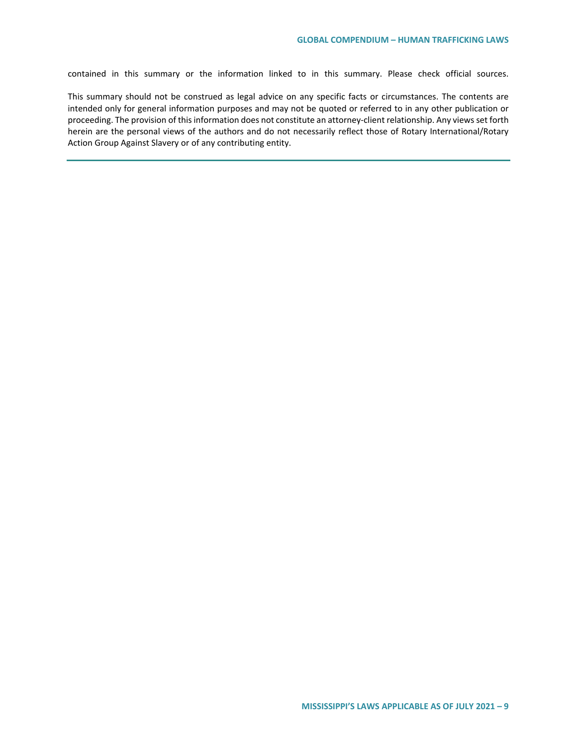contained in this summary or the information linked to in this summary. Please check official sources.

This summary should not be construed as legal advice on any specific facts or circumstances. The contents are intended only for general information purposes and may not be quoted or referred to in any other publication or proceeding. The provision of this information does not constitute an attorney-client relationship. Any views set forth herein are the personal views of the authors and do not necessarily reflect those of Rotary International/Rotary Action Group Against Slavery or of any contributing entity.